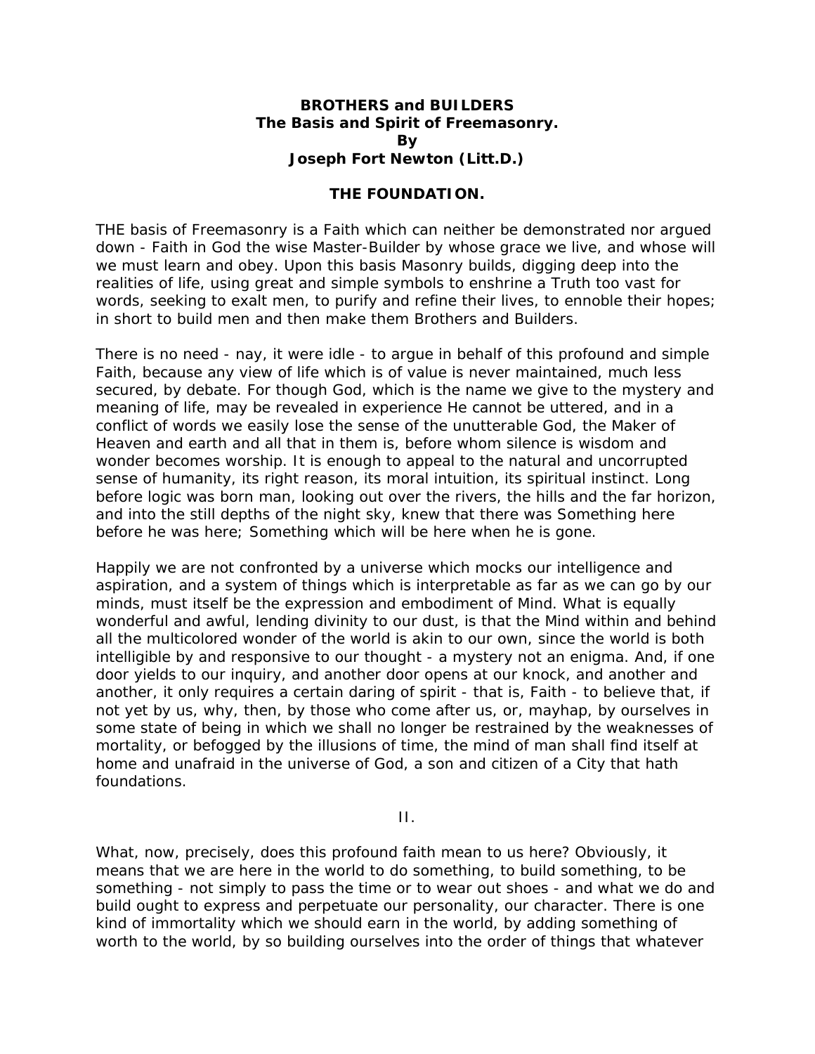# BROTHERS and BUILDERS
## The Basis and Spirit of Freemasonry.
### By
### Joseph Fort Newton (Litt.D.)

## THE FOUNDATION.

THE basis of Freemasonry is a Faith which can neither be demonstrated nor argued down - Faith in God the wise Master-Builder by whose grace we live, and whose will we must learn and obey. Upon this basis Masonry builds, digging deep into the realities of life, using great and simple symbols to enshrine a Truth too vast for words, seeking to exalt men, to purify and refine their lives, to ennoble their hopes; in short to build men and then make them Brothers and Builders.

There is no need - nay, it were idle - to argue in behalf of this profound and simple Faith, because any view of life which is of value is never maintained, much less secured, by debate. For though God, which is the name we give to the mystery and meaning of life, may be revealed in experience He cannot be uttered, and in a conflict of words we easily lose the sense of the unutterable God, the Maker of Heaven and earth and all that in them is, before whom silence is wisdom and wonder becomes worship. It is enough to appeal to the natural and uncorrupted sense of humanity, its right reason, its moral intuition, its spiritual instinct. Long before logic was born man, looking out over the rivers, the hills and the far horizon, and into the still depths of the night sky, knew that there was Something here before he was here; Something which will be here when he is gone.

Happily we are not confronted by a universe which mocks our intelligence and aspiration, and a system of things which is interpretable as far as we can go by our minds, must itself be the expression and embodiment of Mind. What is equally wonderful and awful, lending divinity to our dust, is that the Mind within and behind all the multicolored wonder of the world is akin to our own, since the world is both intelligible by and responsive to our thought - a mystery not an enigma. And, if one door yields to our inquiry, and another door opens at our knock, and another and another, it only requires a certain daring of spirit - that is, Faith - to believe that, if not yet by us, why, then, by those who come after us, or, mayhap, by ourselves in some state of being in which we shall no longer be restrained by the weaknesses of mortality, or befogged by the illusions of time, the mind of man shall find itself at home and unafraid in the universe of God, a son and citizen of a City that hath foundations.

II.

What, now, precisely, does this profound faith mean to us here? Obviously, it means that we are here in the world to do something, to build something, to be something - not simply to pass the time or to wear out shoes - and what we do and build ought to express and perpetuate our personality, our character. There is one kind of immortality which we should earn in the world, by adding something of worth to the world, by so building ourselves into the order of things that whatever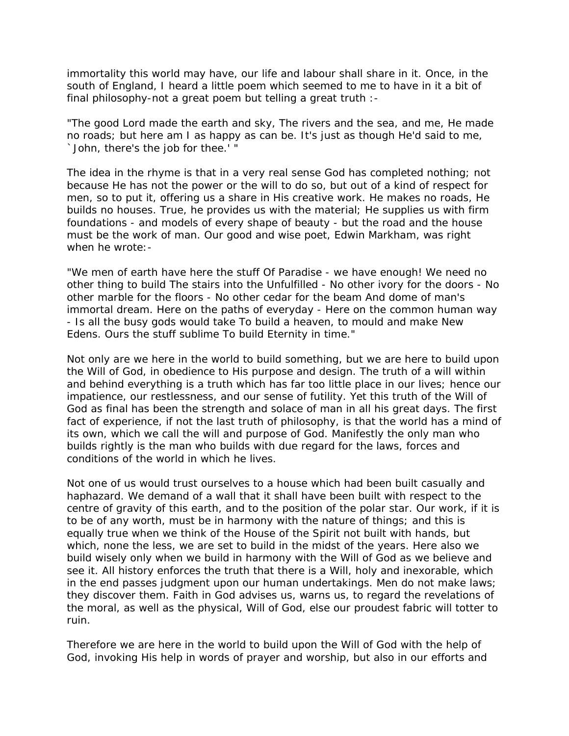immortality this world may have, our life and labour shall share in it. Once, in the south of England, I heard a little poem which seemed to me to have in it a bit of final philosophy-not a great poem but telling a great truth :-

"The good Lord made the earth and sky, The rivers and the sea, and me, He made no roads; but here am I as happy as can be. It's just as though He'd said to me, `John, there's the job for thee.' "

The idea in the rhyme is that in a very real sense God has completed nothing; not because He has not the power or the will to do so, but out of a kind of respect for men, so to put it, offering us a share in His creative work. He makes no roads, He builds no houses. True, he provides us with the material; He supplies us with firm foundations - and models of every shape of beauty - but the road and the house must be the work of man. Our good and wise poet, Edwin Markham, was right when he wrote:-

"We men of earth have here the stuff Of Paradise - we have enough! We need no other thing to build The stairs into the Unfulfilled - No other ivory for the doors - No other marble for the floors - No other cedar for the beam And dome of man's immortal dream. Here on the paths of everyday - Here on the common human way - Is all the busy gods would take To build a heaven, to mould and make New Edens. Ours the stuff sublime To build Eternity in time."

Not only are we here in the world to build something, but we are here to build upon the Will of God, in obedience to His purpose and design. The truth of a will within and behind everything is a truth which has far too little place in our lives; hence our impatience, our restlessness, and our sense of futility. Yet this truth of the Will of God as final has been the strength and solace of man in all his great days. The first fact of experience, if not the last truth of philosophy, is that the world has a mind of its own, which we call the will and purpose of God. Manifestly the only man who builds rightly is the man who builds with due regard for the laws, forces and conditions of the world in which he lives.

Not one of us would trust ourselves to a house which had been built casually and haphazard. We demand of a wall that it shall have been built with respect to the centre of gravity of this earth, and to the position of the polar star. Our work, if it is to be of any worth, must be in harmony with the nature of things; and this is equally true when we think of the House of the Spirit not built with hands, but which, none the less, we are set to build in the midst of the years. Here also we build wisely only when we build in harmony with the Will of God as we believe and see it. All history enforces the truth that there is a Will, holy and inexorable, which in the end passes judgment upon our human undertakings. Men do not make laws; they discover them. Faith in God advises us, warns us, to regard the revelations of the moral, as well as the physical, Will of God, else our proudest fabric will totter to ruin.

Therefore we are here in the world to build upon the Will of God with the help of God, invoking His help in words of prayer and worship, but also in our efforts and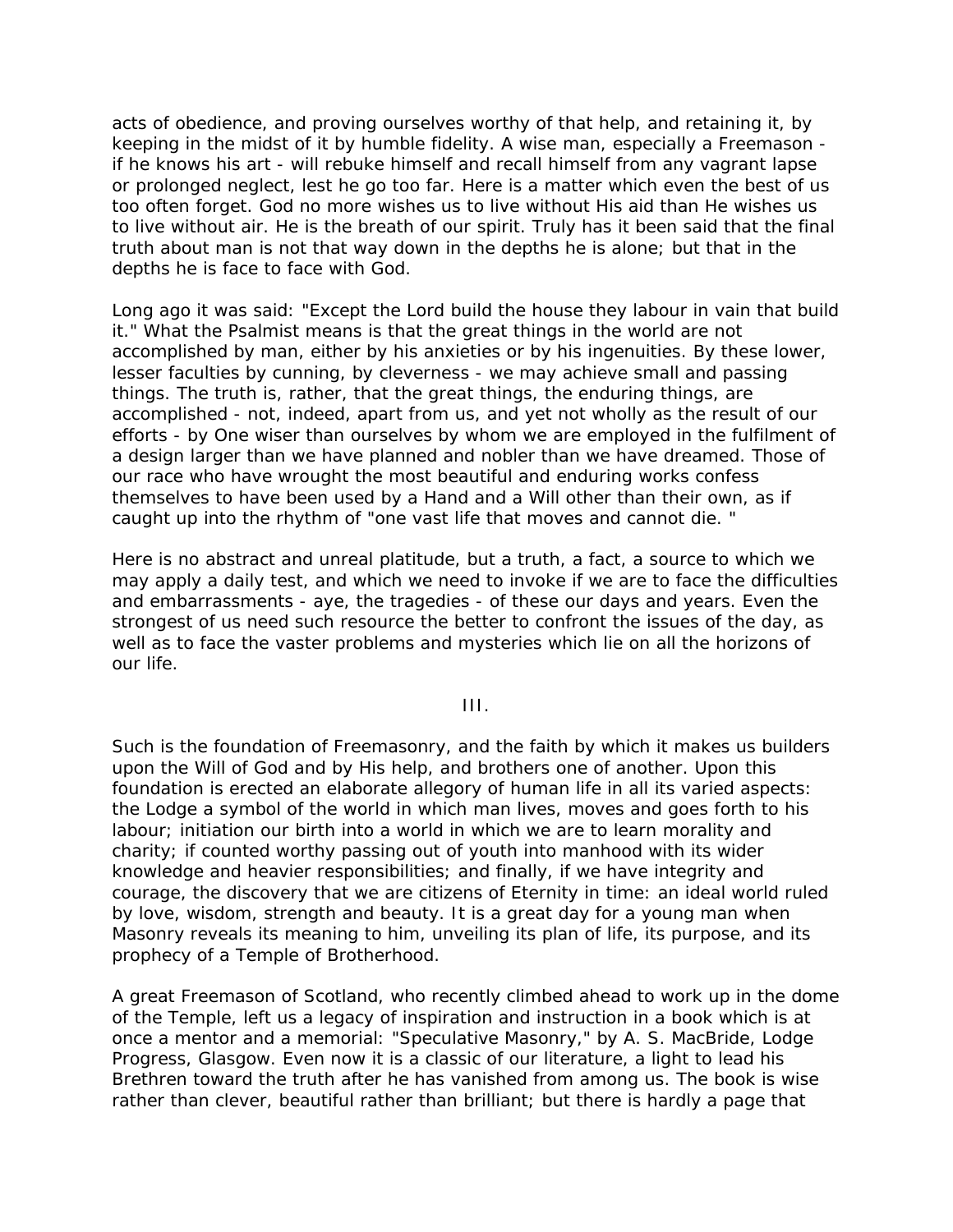acts of obedience, and proving ourselves worthy of that help, and retaining it, by keeping in the midst of it by humble fidelity. A wise man, especially a Freemason - if he knows his art - will rebuke himself and recall himself from any vagrant lapse or prolonged neglect, lest he go too far. Here is a matter which even the best of us too often forget. God no more wishes us to live without His aid than He wishes us to live without air. He is the breath of our spirit. Truly has it been said that the final truth about man is not that way down in the depths he is alone; but that in the depths he is face to face with God.

Long ago it was said: "Except the Lord build the house they labour in vain that build it." What the Psalmist means is that the great things in the world are not accomplished by man, either by his anxieties or by his ingenuities. By these lower, lesser faculties by cunning, by cleverness - we may achieve small and passing things. The truth is, rather, that the great things, the enduring things, are accomplished - not, indeed, apart from us, and yet not wholly as the result of our efforts - by One wiser than ourselves by whom we are employed in the fulfilment of a design larger than we have planned and nobler than we have dreamed. Those of our race who have wrought the most beautiful and enduring works confess themselves to have been used by a Hand and a Will other than their own, as if caught up into the rhythm of "one vast life that moves and cannot die. "

Here is no abstract and unreal platitude, but a truth, a fact, a source to which we may apply a daily test, and which we need to invoke if we are to face the difficulties and embarrassments - aye, the tragedies - of these our days and years. Even the strongest of us need such resource the better to confront the issues of the day, as well as to face the vaster problems and mysteries which lie on all the horizons of our life.

## III.

Such is the foundation of Freemasonry, and the faith by which it makes us builders upon the Will of God and by His help, and brothers one of another. Upon this foundation is erected an elaborate allegory of human life in all its varied aspects: the Lodge a symbol of the world in which man lives, moves and goes forth to his labour; initiation our birth into a world in which we are to learn morality and charity; if counted worthy passing out of youth into manhood with its wider knowledge and heavier responsibilities; and finally, if we have integrity and courage, the discovery that we are citizens of Eternity in time: an ideal world ruled by love, wisdom, strength and beauty. It is a great day for a young man when Masonry reveals its meaning to him, unveiling its plan of life, its purpose, and its prophecy of a Temple of Brotherhood.

A great Freemason of Scotland, who recently climbed ahead to work up in the dome of the Temple, left us a legacy of inspiration and instruction in a book which is at once a mentor and a memorial: "Speculative Masonry," by A. S. MacBride, Lodge Progress, Glasgow. Even now it is a classic of our literature, a light to lead his Brethren toward the truth after he has vanished from among us. The book is wise rather than clever, beautiful rather than brilliant; but there is hardly a page that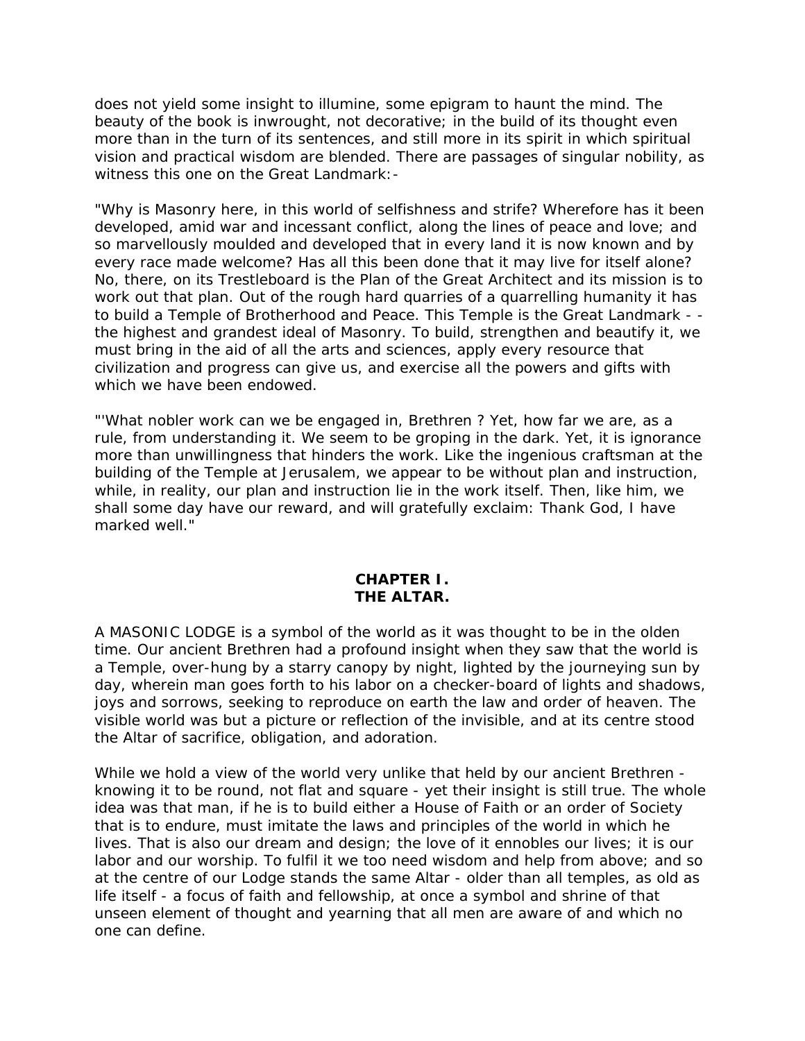does not yield some insight to illumine, some epigram to haunt the mind. The beauty of the book is inwrought, not decorative; in the build of its thought even more than in the turn of its sentences, and still more in its spirit in which spiritual vision and practical wisdom are blended. There are passages of singular nobility, as witness this one on the Great Landmark:-

"Why is Masonry here, in this world of selfishness and strife? Wherefore has it been developed, amid war and incessant conflict, along the lines of peace and love; and so marvellously moulded and developed that in every land it is now known and by every race made welcome? Has all this been done that it may live for itself alone? No, there, on its Trestleboard is the Plan of the Great Architect and its mission is to work out that plan. Out of the rough hard quarries of a quarrelling humanity it has to build a Temple of Brotherhood and Peace. This Temple is the Great Landmark - - the highest and grandest ideal of Masonry. To build, strengthen and beautify it, we must bring in the aid of all the arts and sciences, apply every resource that civilization and progress can give us, and exercise all the powers and gifts with which we have been endowed.

"'What nobler work can we be engaged in, Brethren ? Yet, how far we are, as a rule, from understanding it. We seem to be groping in the dark. Yet, it is ignorance more than unwillingness that hinders the work. Like the ingenious craftsman at the building of the Temple at Jerusalem, we appear to be without plan and instruction, while, in reality, our plan and instruction lie in the work itself. Then, like him, we shall some day have our reward, and will gratefully exclaim: Thank God, I have marked well."

## CHAPTER I.
## THE ALTAR.

A MASONIC LODGE is a symbol of the world as it was thought to be in the olden time. Our ancient Brethren had a profound insight when they saw that the world is a Temple, over-hung by a starry canopy by night, lighted by the journeying sun by day, wherein man goes forth to his labor on a checker-board of lights and shadows, joys and sorrows, seeking to reproduce on earth the law and order of heaven. The visible world was but a picture or reflection of the invisible, and at its centre stood the Altar of sacrifice, obligation, and adoration.

While we hold a view of the world very unlike that held by our ancient Brethren - knowing it to be round, not flat and square - yet their insight is still true. The whole idea was that man, if he is to build either a House of Faith or an order of Society that is to endure, must imitate the laws and principles of the world in which he lives. That is also our dream and design; the love of it ennobles our lives; it is our labor and our worship. To fulfil it we too need wisdom and help from above; and so at the centre of our Lodge stands the same Altar - older than all temples, as old as life itself - a focus of faith and fellowship, at once a symbol and shrine of that unseen element of thought and yearning that all men are aware of and which no one can define.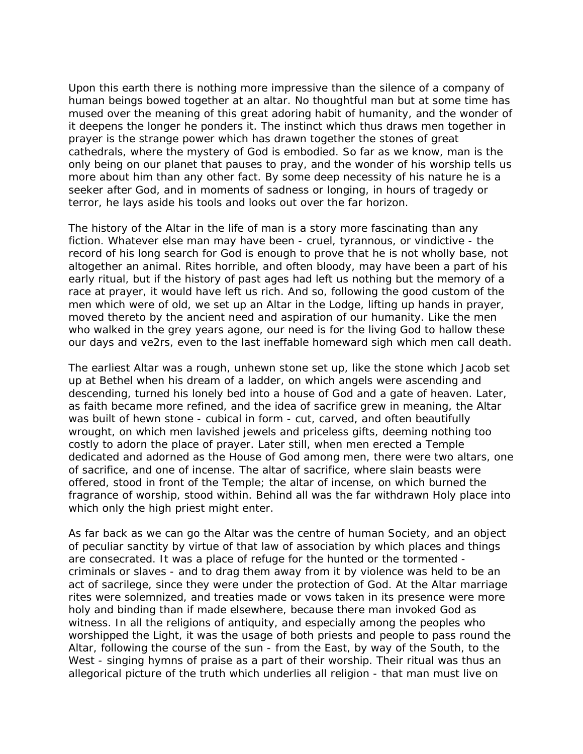Upon this earth there is nothing more impressive than the silence of a company of human beings bowed together at an altar. No thoughtful man but at some time has mused over the meaning of this great adoring habit of humanity, and the wonder of it deepens the longer he ponders it. The instinct which thus draws men together in prayer is the strange power which has drawn together the stones of great cathedrals, where the mystery of God is embodied. So far as we know, man is the only being on our planet that pauses to pray, and the wonder of his worship tells us more about him than any other fact. By some deep necessity of his nature he is a seeker after God, and in moments of sadness or longing, in hours of tragedy or terror, he lays aside his tools and looks out over the far horizon.

The history of the Altar in the life of man is a story more fascinating than any fiction. Whatever else man may have been - cruel, tyrannous, or vindictive - the record of his long search for God is enough to prove that he is not wholly base, not altogether an animal. Rites horrible, and often bloody, may have been a part of his early ritual, but if the history of past ages had left us nothing but the memory of a race at prayer, it would have left us rich. And so, following the good custom of the men which were of old, we set up an Altar in the Lodge, lifting up hands in prayer, moved thereto by the ancient need and aspiration of our humanity. Like the men who walked in the grey years agone, our need is for the living God to hallow these our days and ve2rs, even to the last ineffable homeward sigh which men call death.

The earliest Altar was a rough, unhewn stone set up, like the stone which Jacob set up at Bethel when his dream of a ladder, on which angels were ascending and descending, turned his lonely bed into a house of God and a gate of heaven. Later, as faith became more refined, and the idea of sacrifice grew in meaning, the Altar was built of hewn stone - cubical in form - cut, carved, and often beautifully wrought, on which men lavished jewels and priceless gifts, deeming nothing too costly to adorn the place of prayer. Later still, when men erected a Temple dedicated and adorned as the House of God among men, there were two altars, one of sacrifice, and one of incense. The altar of sacrifice, where slain beasts were offered, stood in front of the Temple; the altar of incense, on which burned the fragrance of worship, stood within. Behind all was the far withdrawn Holy place into which only the high priest might enter.

As far back as we can go the Altar was the centre of human Society, and an object of peculiar sanctity by virtue of that law of association by which places and things are consecrated. It was a place of refuge for the hunted or the tormented - criminals or slaves - and to drag them away from it by violence was held to be an act of sacrilege, since they were under the protection of God. At the Altar marriage rites were solemnized, and treaties made or vows taken in its presence were more holy and binding than if made elsewhere, because there man invoked God as witness. In all the religions of antiquity, and especially among the peoples who worshipped the Light, it was the usage of both priests and people to pass round the Altar, following the course of the sun - from the East, by way of the South, to the West - singing hymns of praise as a part of their worship. Their ritual was thus an allegorical picture of the truth which underlies all religion - that man must live on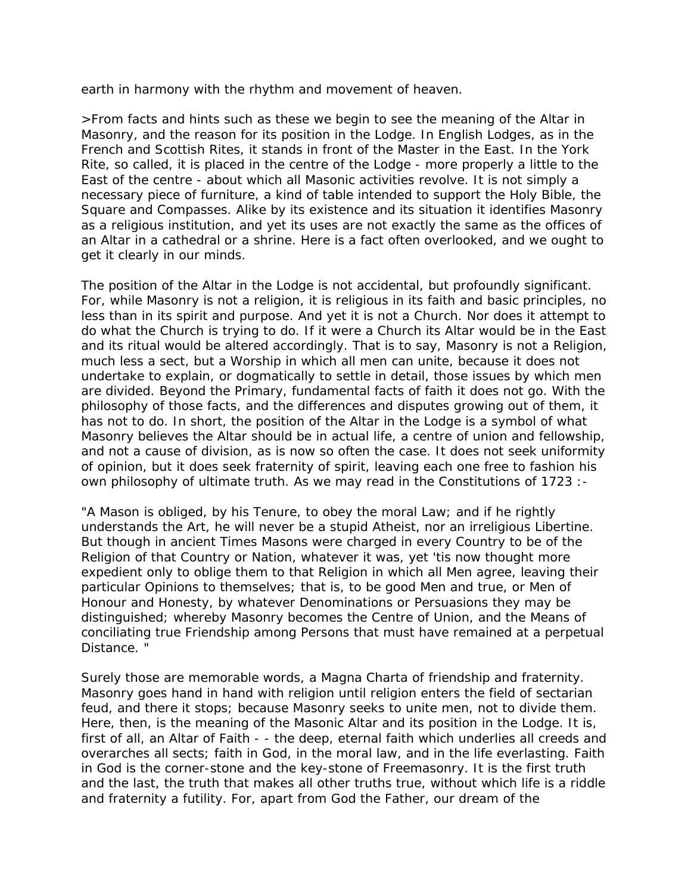earth in harmony with the rhythm and movement of heaven.

>From facts and hints such as these we begin to see the meaning of the Altar in Masonry, and the reason for its position in the Lodge. In English Lodges, as in the French and Scottish Rites, it stands in front of the Master in the East. In the York Rite, so called, it is placed in the centre of the Lodge - more properly a little to the East of the centre - about which all Masonic activities revolve. It is not simply a necessary piece of furniture, a kind of table intended to support the Holy Bible, the Square and Compasses. Alike by its existence and its situation it identifies Masonry as a religious institution, and yet its uses are not exactly the same as the offices of an Altar in a cathedral or a shrine. Here is a fact often overlooked, and we ought to get it clearly in our minds.

The position of the Altar in the Lodge is not accidental, but profoundly significant. For, while Masonry is not a religion, it is religious in its faith and basic principles, no less than in its spirit and purpose. And yet it is not a Church. Nor does it attempt to do what the Church is trying to do. If it were a Church its Altar would be in the East and its ritual would be altered accordingly. That is to say, Masonry is not a Religion, much less a sect, but a Worship in which all men can unite, because it does not undertake to explain, or dogmatically to settle in detail, those issues by which men are divided. Beyond the Primary, fundamental facts of faith it does not go. With the philosophy of those facts, and the differences and disputes growing out of them, it has not to do. In short, the position of the Altar in the Lodge is a symbol of what Masonry believes the Altar should be in actual life, a centre of union and fellowship, and not a cause of division, as is now so often the case. It does not seek uniformity of opinion, but it does seek fraternity of spirit, leaving each one free to fashion his own philosophy of ultimate truth. As we may read in the Constitutions of 1723 :-

"A Mason is obliged, by his Tenure, to obey the moral Law; and if he rightly understands the Art, he will never be a stupid Atheist, nor an irreligious Libertine. But though in ancient Times Masons were charged in every Country to be of the Religion of that Country or Nation, whatever it was, yet 'tis now thought more expedient only to oblige them to that Religion in which all Men agree, leaving their particular Opinions to themselves; that is, to be good Men and true, or Men of Honour and Honesty, by whatever Denominations or Persuasions they may be distinguished; whereby Masonry becomes the Centre of Union, and the Means of conciliating true Friendship among Persons that must have remained at a perpetual Distance. "

Surely those are memorable words, a Magna Charta of friendship and fraternity. Masonry goes hand in hand with religion until religion enters the field of sectarian feud, and there it stops; because Masonry seeks to unite men, not to divide them. Here, then, is the meaning of the Masonic Altar and its position in the Lodge. It is, first of all, an Altar of Faith - - the deep, eternal faith which underlies all creeds and overarches all sects; faith in God, in the moral law, and in the life everlasting. Faith in God is the corner-stone and the key-stone of Freemasonry. It is the first truth and the last, the truth that makes all other truths true, without which life is a riddle and fraternity a futility. For, apart from God the Father, our dream of the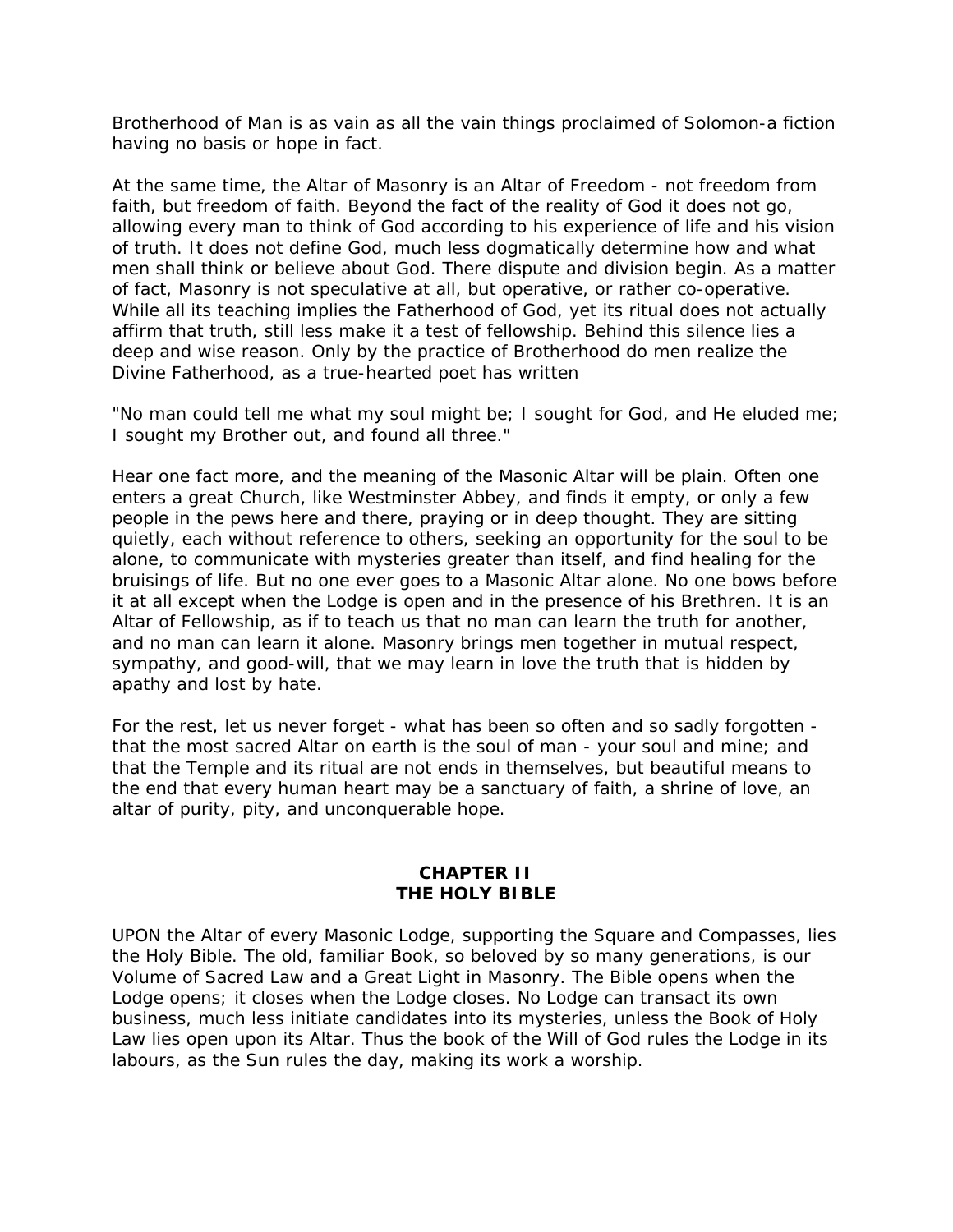Brotherhood of Man is as vain as all the vain things proclaimed of Solomon-a fiction having no basis or hope in fact.

At the same time, the Altar of Masonry is an Altar of Freedom - not freedom from faith, but freedom of faith. Beyond the fact of the reality of God it does not go, allowing every man to think of God according to his experience of life and his vision of truth. It does not define God, much less dogmatically determine how and what men shall think or believe about God. There dispute and division begin. As a matter of fact, Masonry is not speculative at all, but operative, or rather co-operative. While all its teaching implies the Fatherhood of God, yet its ritual does not actually affirm that truth, still less make it a test of fellowship. Behind this silence lies a deep and wise reason. Only by the practice of Brotherhood do men realize the Divine Fatherhood, as a true-hearted poet has written

"No man could tell me what my soul might be; I sought for God, and He eluded me; I sought my Brother out, and found all three."

Hear one fact more, and the meaning of the Masonic Altar will be plain. Often one enters a great Church, like Westminster Abbey, and finds it empty, or only a few people in the pews here and there, praying or in deep thought. They are sitting quietly, each without reference to others, seeking an opportunity for the soul to be alone, to communicate with mysteries greater than itself, and find healing for the bruisings of life. But no one ever goes to a Masonic Altar alone. No one bows before it at all except when the Lodge is open and in the presence of his Brethren. It is an Altar of Fellowship, as if to teach us that no man can learn the truth for another, and no man can learn it alone. Masonry brings men together in mutual respect, sympathy, and good-will, that we may learn in love the truth that is hidden by apathy and lost by hate.

For the rest, let us never forget - what has been so often and so sadly forgotten - that the most sacred Altar on earth is the soul of man - your soul and mine; and that the Temple and its ritual are not ends in themselves, but beautiful means to the end that every human heart may be a sanctuary of faith, a shrine of love, an altar of purity, pity, and unconquerable hope.

## CHAPTER II
## THE HOLY BIBLE

UPON the Altar of every Masonic Lodge, supporting the Square and Compasses, lies the Holy Bible. The old, familiar Book, so beloved by so many generations, is our Volume of Sacred Law and a Great Light in Masonry. The Bible opens when the Lodge opens; it closes when the Lodge closes. No Lodge can transact its own business, much less initiate candidates into its mysteries, unless the Book of Holy Law lies open upon its Altar. Thus the book of the Will of God rules the Lodge in its labours, as the Sun rules the day, making its work a worship.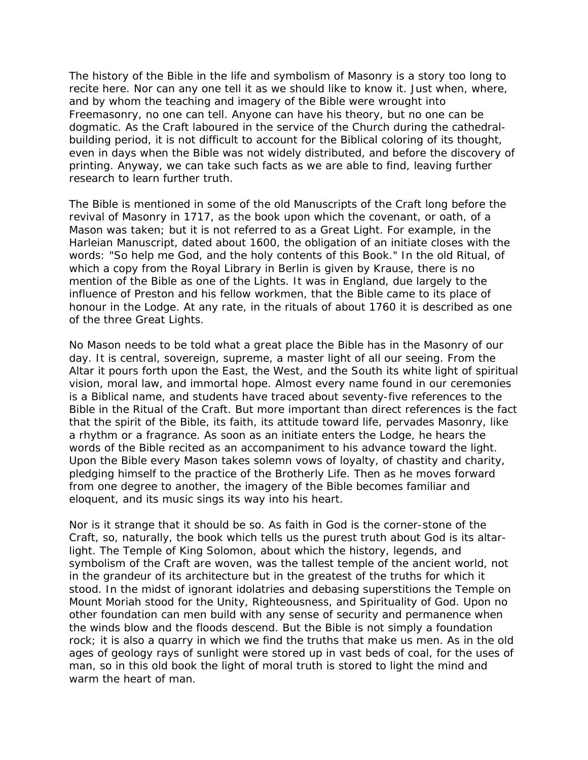The history of the Bible in the life and symbolism of Masonry is a story too long to recite here. Nor can any one tell it as we should like to know it. Just when, where, and by whom the teaching and imagery of the Bible were wrought into Freemasonry, no one can tell. Anyone can have his theory, but no one can be dogmatic. As the Craft laboured in the service of the Church during the cathedral-building period, it is not difficult to account for the Biblical coloring of its thought, even in days when the Bible was not widely distributed, and before the discovery of printing. Anyway, we can take such facts as we are able to find, leaving further research to learn further truth.

The Bible is mentioned in some of the old Manuscripts of the Craft long before the revival of Masonry in 1717, as the book upon which the covenant, or oath, of a Mason was taken; but it is not referred to as a Great Light. For example, in the Harleian Manuscript, dated about 1600, the obligation of an initiate closes with the words: "So help me God, and the holy contents of this Book." In the old Ritual, of which a copy from the Royal Library in Berlin is given by Krause, there is no mention of the Bible as one of the Lights. It was in England, due largely to the influence of Preston and his fellow workmen, that the Bible came to its place of honour in the Lodge. At any rate, in the rituals of about 1760 it is described as one of the three Great Lights.

No Mason needs to be told what a great place the Bible has in the Masonry of our day. It is central, sovereign, supreme, a master light of all our seeing. From the Altar it pours forth upon the East, the West, and the South its white light of spiritual vision, moral law, and immortal hope. Almost every name found in our ceremonies is a Biblical name, and students have traced about seventy-five references to the Bible in the Ritual of the Craft. But more important than direct references is the fact that the spirit of the Bible, its faith, its attitude toward life, pervades Masonry, like a rhythm or a fragrance. As soon as an initiate enters the Lodge, he hears the words of the Bible recited as an accompaniment to his advance toward the light. Upon the Bible every Mason takes solemn vows of loyalty, of chastity and charity, pledging himself to the practice of the Brotherly Life. Then as he moves forward from one degree to another, the imagery of the Bible becomes familiar and eloquent, and its music sings its way into his heart.

Nor is it strange that it should be so. As faith in God is the corner-stone of the Craft, so, naturally, the book which tells us the purest truth about God is its altar-light. The Temple of King Solomon, about which the history, legends, and symbolism of the Craft are woven, was the tallest temple of the ancient world, not in the grandeur of its architecture but in the greatest of the truths for which it stood. In the midst of ignorant idolatries and debasing superstitions the Temple on Mount Moriah stood for the Unity, Righteousness, and Spirituality of God. Upon no other foundation can men build with any sense of security and permanence when the winds blow and the floods descend. But the Bible is not simply a foundation rock; it is also a quarry in which we find the truths that make us men. As in the old ages of geology rays of sunlight were stored up in vast beds of coal, for the uses of man, so in this old book the light of moral truth is stored to light the mind and warm the heart of man.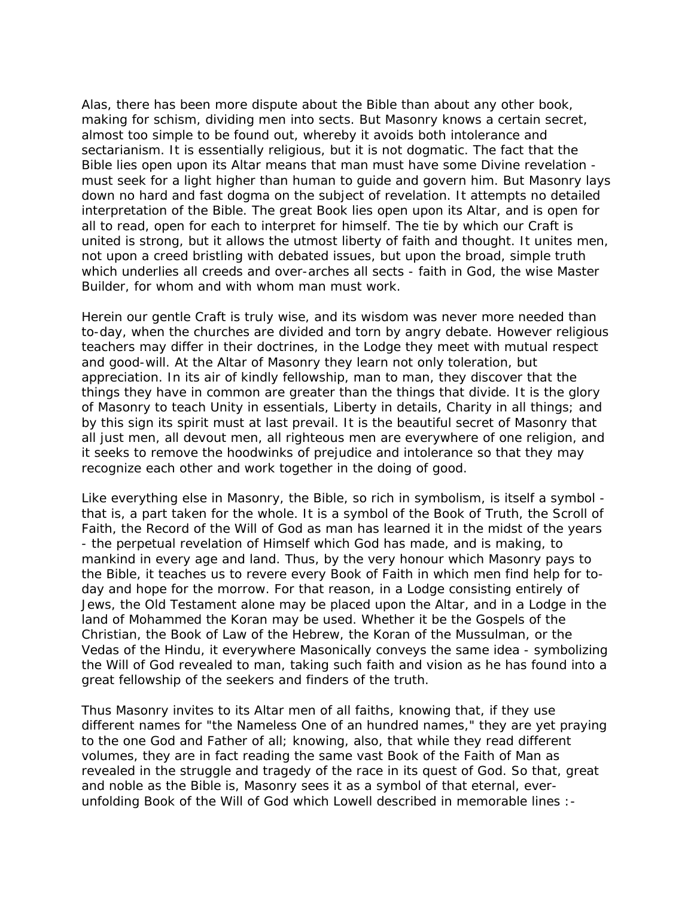Alas, there has been more dispute about the Bible than about any other book, making for schism, dividing men into sects. But Masonry knows a certain secret, almost too simple to be found out, whereby it avoids both intolerance and sectarianism. It is essentially religious, but it is not dogmatic. The fact that the Bible lies open upon its Altar means that man must have some Divine revelation - must seek for a light higher than human to guide and govern him. But Masonry lays down no hard and fast dogma on the subject of revelation. It attempts no detailed interpretation of the Bible. The great Book lies open upon its Altar, and is open for all to read, open for each to interpret for himself. The tie by which our Craft is united is strong, but it allows the utmost liberty of faith and thought. It unites men, not upon a creed bristling with debated issues, but upon the broad, simple truth which underlies all creeds and over-arches all sects - faith in God, the wise Master Builder, for whom and with whom man must work.

Herein our gentle Craft is truly wise, and its wisdom was never more needed than to-day, when the churches are divided and torn by angry debate. However religious teachers may differ in their doctrines, in the Lodge they meet with mutual respect and good-will. At the Altar of Masonry they learn not only toleration, but appreciation. In its air of kindly fellowship, man to man, they discover that the things they have in common are greater than the things that divide. It is the glory of Masonry to teach Unity in essentials, Liberty in details, Charity in all things; and by this sign its spirit must at last prevail. It is the beautiful secret of Masonry that all just men, all devout men, all righteous men are everywhere of one religion, and it seeks to remove the hoodwinks of prejudice and intolerance so that they may recognize each other and work together in the doing of good.

Like everything else in Masonry, the Bible, so rich in symbolism, is itself a symbol - that is, a part taken for the whole. It is a symbol of the Book of Truth, the Scroll of Faith, the Record of the Will of God as man has learned it in the midst of the years - the perpetual revelation of Himself which God has made, and is making, to mankind in every age and land. Thus, by the very honour which Masonry pays to the Bible, it teaches us to revere every Book of Faith in which men find help for to-day and hope for the morrow. For that reason, in a Lodge consisting entirely of Jews, the Old Testament alone may be placed upon the Altar, and in a Lodge in the land of Mohammed the Koran may be used. Whether it be the Gospels of the Christian, the Book of Law of the Hebrew, the Koran of the Mussulman, or the Vedas of the Hindu, it everywhere Masonically conveys the same idea - symbolizing the Will of God revealed to man, taking such faith and vision as he has found into a great fellowship of the seekers and finders of the truth.

Thus Masonry invites to its Altar men of all faiths, knowing that, if they use different names for "the Nameless One of an hundred names," they are yet praying to the one God and Father of all; knowing, also, that while they read different volumes, they are in fact reading the same vast Book of the Faith of Man as revealed in the struggle and tragedy of the race in its quest of God. So that, great and noble as the Bible is, Masonry sees it as a symbol of that eternal, ever-unfolding Book of the Will of God which Lowell described in memorable lines :-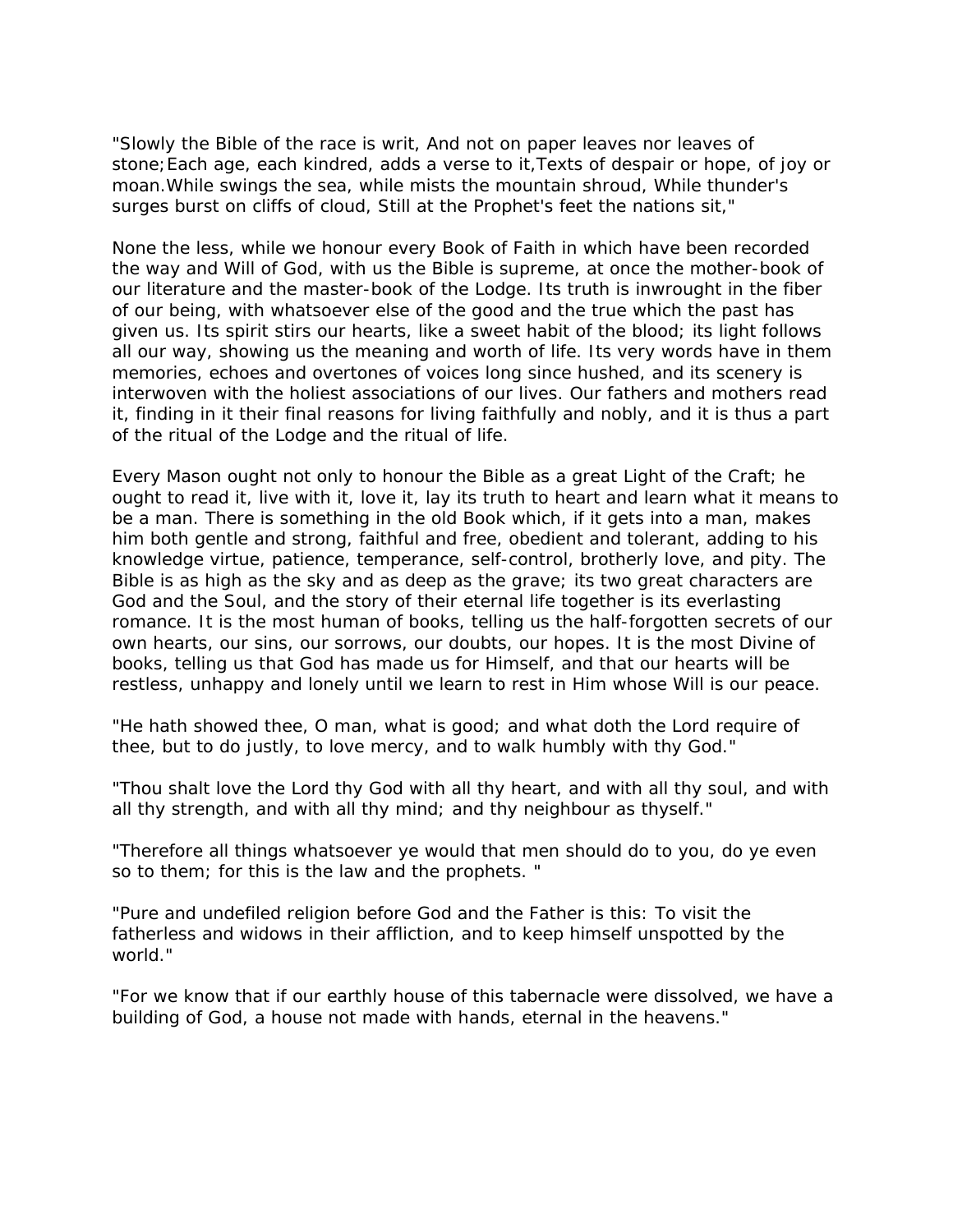"Slowly the Bible of the race is writ, And not on paper leaves nor leaves of stone;Each age, each kindred, adds a verse to it,Texts of despair or hope, of joy or moan.While swings the sea, while mists the mountain shroud, While thunder's surges burst on cliffs of cloud, Still at the Prophet's feet the nations sit,"

None the less, while we honour every Book of Faith in which have been recorded the way and Will of God, with us the Bible is supreme, at once the mother-book of our literature and the master-book of the Lodge. Its truth is inwrought in the fiber of our being, with whatsoever else of the good and the true which the past has given us. Its spirit stirs our hearts, like a sweet habit of the blood; its light follows all our way, showing us the meaning and worth of life. Its very words have in them memories, echoes and overtones of voices long since hushed, and its scenery is interwoven with the holiest associations of our lives. Our fathers and mothers read it, finding in it their final reasons for living faithfully and nobly, and it is thus a part of the ritual of the Lodge and the ritual of life.

Every Mason ought not only to honour the Bible as a great Light of the Craft; he ought to read it, live with it, love it, lay its truth to heart and learn what it means to be a man. There is something in the old Book which, if it gets into a man, makes him both gentle and strong, faithful and free, obedient and tolerant, adding to his knowledge virtue, patience, temperance, self-control, brotherly love, and pity. The Bible is as high as the sky and as deep as the grave; its two great characters are God and the Soul, and the story of their eternal life together is its everlasting romance. It is the most human of books, telling us the half-forgotten secrets of our own hearts, our sins, our sorrows, our doubts, our hopes. It is the most Divine of books, telling us that God has made us for Himself, and that our hearts will be restless, unhappy and lonely until we learn to rest in Him whose Will is our peace.

"He hath showed thee, O man, what is good; and what doth the Lord require of thee, but to do justly, to love mercy, and to walk humbly with thy God."

"Thou shalt love the Lord thy God with all thy heart, and with all thy soul, and with all thy strength, and with all thy mind; and thy neighbour as thyself."

"Therefore all things whatsoever ye would that men should do to you, do ye even so to them; for this is the law and the prophets. "

"Pure and undefiled religion before God and the Father is this: To visit the fatherless and widows in their affliction, and to keep himself unspotted by the world."

"For we know that if our earthly house of this tabernacle were dissolved, we have a building of God, a house not made with hands, eternal in the heavens."